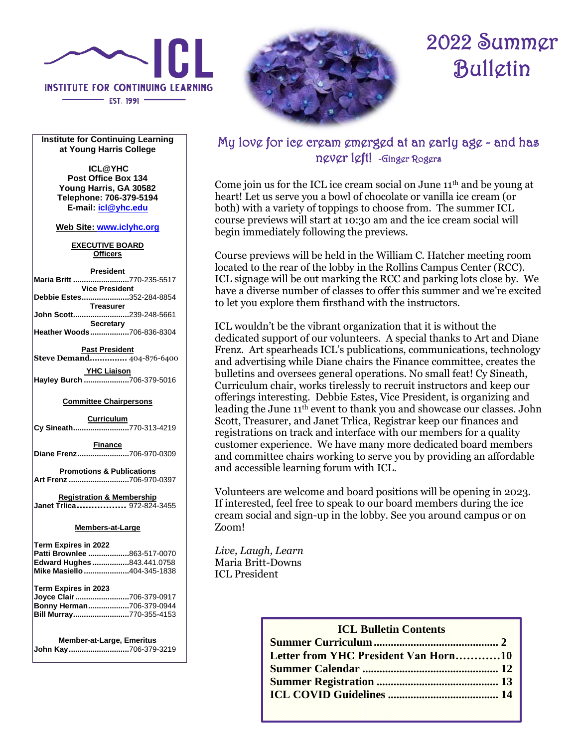# ICL

INSTITUTE FOR CONTINUING LEARNING

EST. 1991

# 2022 Summer Bulletin

**Institute for Continuing Learning at Young Harris College**

**ICL@YHC**
**Post Office Box 134**
**Young Harris, GA 30582**
**Telephone: 706-379-5194**
**E-mail: icl@yhc.edu**

**Web Site: www.iclyhc.org**

**EXECUTIVE BOARD**
**Officers**

**President**
**Maria Britt** ..........................770-235-5517

**Vice President**
**Debbie Estes**......................352-284-8854

**Treasurer**
**John Scott**..........................239-248-5661

**Secretary**
**Heather Woods**..................706-836-8304

**Past President**
**Steve Demand**.............. 404-876-6400

**YHC Liaison**
**Hayley Burch** .....................706-379-5016

**Committee Chairpersons**

**Curriculum**
**Cy Sineath**..........................770-313-4219

**Finance**
**Diane Frenz**........................706-970-0309

**Promotions & Publications**
**Art Frenz** ............................706-970-0397

**Registration & Membership**
**Janet Trlica**................. 972-824-3455

**Members-at-Large**

**Term Expires in 2022**
**Patti Brownlee** ...................863-517-0070
**Edward Hughes** .................843.441.0758
**Mike Masiello** .....................404-345-1838

**Term Expires in 2023**
**Joyce Clair**.........................706-379-0917
**Bonny Herman**...................706-379-0944
**Bill Murray**..........................770-355-4153

**Member-at-Large, Emeritus**
**John Kay**............................706-379-3219

## My love for ice cream emerged at an early age - and has never left! -Ginger Rogers

Come join us for the ICL ice cream social on June 11th and be young at heart! Let us serve you a bowl of chocolate or vanilla ice cream (or both) with a variety of toppings to choose from. The summer ICL course previews will start at 10:30 am and the ice cream social will begin immediately following the previews.

Course previews will be held in the William C. Hatcher meeting room located to the rear of the lobby in the Rollins Campus Center (RCC). ICL signage will be out marking the RCC and parking lots close by. We have a diverse number of classes to offer this summer and we're excited to let you explore them firsthand with the instructors.

ICL wouldn't be the vibrant organization that it is without the dedicated support of our volunteers. A special thanks to Art and Diane Frenz. Art spearheads ICL's publications, communications, technology and advertising while Diane chairs the Finance committee, creates the bulletins and oversees general operations. No small feat! Cy Sineath, Curriculum chair, works tirelessly to recruit instructors and keep our offerings interesting. Debbie Estes, Vice President, is organizing and leading the June 11th event to thank you and showcase our classes. John Scott, Treasurer, and Janet Trlica, Registrar keep our finances and registrations on track and interface with our members for a quality customer experience. We have many more dedicated board members and committee chairs working to serve you by providing an affordable and accessible learning forum with ICL.

Volunteers are welcome and board positions will be opening in 2023. If interested, feel free to speak to our board members during the ice cream social and sign-up in the lobby. See you around campus or on Zoom!

*Live, Laugh, Learn*
Maria Britt-Downs
ICL President

**ICL Bulletin Contents**

**Summer Curriculum ........................................... 2**
**Letter from YHC President Van Horn............10**
**Summer Calendar ............................................... 12**
**Summer Registration .......................................... 13**
**ICL COVID Guidelines ...................................... 14**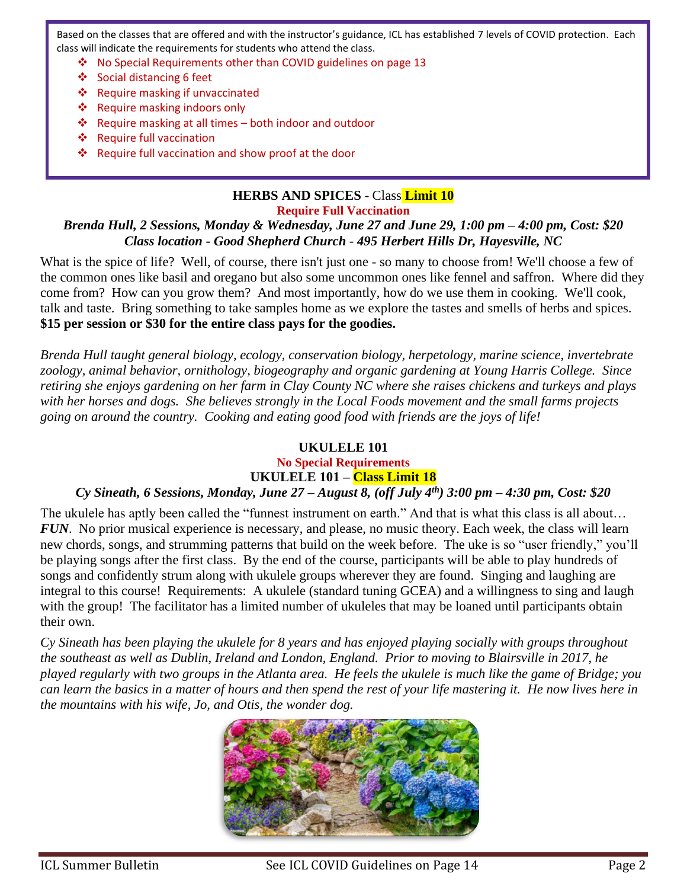Based on the classes that are offered and with the instructor's guidance, ICL has established 7 levels of COVID protection. Each class will indicate the requirements for students who attend the class.

- No Special Requirements other than COVID guidelines on page 13
- Social distancing 6 feet
- Require masking if unvaccinated
- Require masking indoors only
- Require masking at all times – both indoor and outdoor
- Require full vaccination
- Require full vaccination and show proof at the door

## HERBS AND SPICES - Class **Limit 10**

**Require Full Vaccination**

***Brenda Hull, 2 Sessions, Monday & Wednesday, June 27 and June 29, 1:00 pm – 4:00 pm, Cost: $20***
***Class location - Good Shepherd Church - 495 Herbert Hills Dr, Hayesville, NC***

What is the spice of life? Well, of course, there isn't just one - so many to choose from! We'll choose a few of the common ones like basil and oregano but also some uncommon ones like fennel and saffron. Where did they come from? How can you grow them? And most importantly, how do we use them in cooking. We'll cook, talk and taste. Bring something to take samples home as we explore the tastes and smells of herbs and spices. **$15 per session or $30 for the entire class pays for the goodies.**

*Brenda Hull taught general biology, ecology, conservation biology, herpetology, marine science, invertebrate zoology, animal behavior, ornithology, biogeography and organic gardening at Young Harris College. Since retiring she enjoys gardening on her farm in Clay County NC where she raises chickens and turkeys and plays with her horses and dogs. She believes strongly in the Local Foods movement and the small farms projects going on around the country. Cooking and eating good food with friends are the joys of life!*

## UKULELE 101

**No Special Requirements**

**UKULELE 101 – Class Limit 18**

***Cy Sineath, 6 Sessions, Monday, June 27 – August 8, (off July 4th) 3:00 pm – 4:30 pm, Cost: $20***

The ukulele has aptly been called the "funnest instrument on earth." And that is what this class is all about… ***FUN***. No prior musical experience is necessary, and please, no music theory. Each week, the class will learn new chords, songs, and strumming patterns that build on the week before. The uke is so "user friendly," you'll be playing songs after the first class. By the end of the course, participants will be able to play hundreds of songs and confidently strum along with ukulele groups wherever they are found. Singing and laughing are integral to this course! Requirements: A ukulele (standard tuning GCEA) and a willingness to sing and laugh with the group! The facilitator has a limited number of ukuleles that may be loaned until participants obtain their own.

*Cy Sineath has been playing the ukulele for 8 years and has enjoyed playing socially with groups throughout the southeast as well as Dublin, Ireland and London, England. Prior to moving to Blairsville in 2017, he played regularly with two groups in the Atlanta area. He feels the ukulele is much like the game of Bridge; you can learn the basics in a matter of hours and then spend the rest of your life mastering it. He now lives here in the mountains with his wife, Jo, and Otis, the wonder dog.*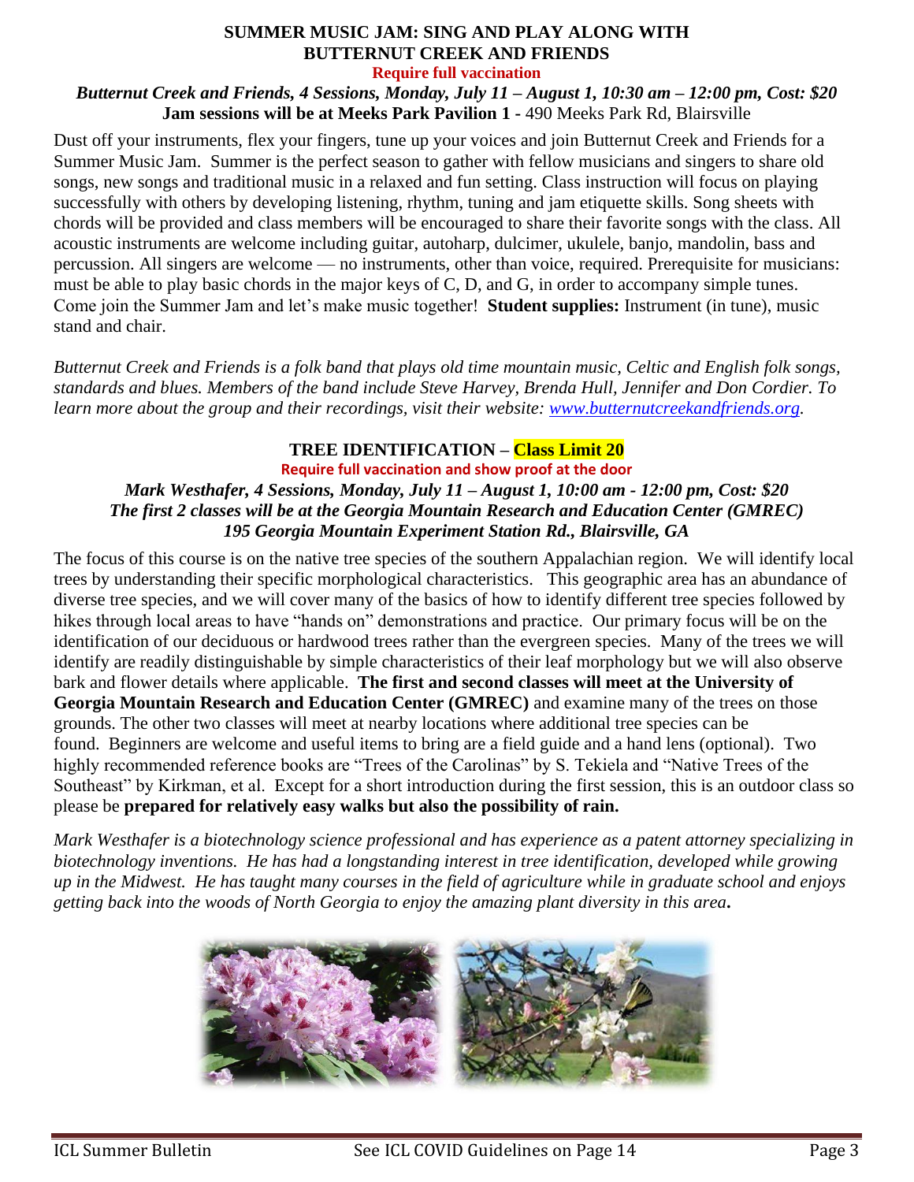## SUMMER MUSIC JAM: SING AND PLAY ALONG WITH BUTTERNUT CREEK AND FRIENDS

**Require full vaccination**

***Butternut Creek and Friends, 4 Sessions, Monday, July 11 – August 1, 10:30 am – 12:00 pm, Cost: $20***

**Jam sessions will be at Meeks Park Pavilion 1 -** 490 Meeks Park Rd, Blairsville

Dust off your instruments, flex your fingers, tune up your voices and join Butternut Creek and Friends for a Summer Music Jam. Summer is the perfect season to gather with fellow musicians and singers to share old songs, new songs and traditional music in a relaxed and fun setting. Class instruction will focus on playing successfully with others by developing listening, rhythm, tuning and jam etiquette skills. Song sheets with chords will be provided and class members will be encouraged to share their favorite songs with the class. All acoustic instruments are welcome including guitar, autoharp, dulcimer, ukulele, banjo, mandolin, bass and percussion. All singers are welcome — no instruments, other than voice, required. Prerequisite for musicians: must be able to play basic chords in the major keys of C, D, and G, in order to accompany simple tunes. Come join the Summer Jam and let's make music together! **Student supplies:** Instrument (in tune), music stand and chair.

*Butternut Creek and Friends is a folk band that plays old time mountain music, Celtic and English folk songs, standards and blues. Members of the band include Steve Harvey, Brenda Hull, Jennifer and Don Cordier. To learn more about the group and their recordings, visit their website: [www.butternutcreekandfriends.org](http://www.butternutcreekandfriends.org).*

## TREE IDENTIFICATION – Class Limit 20

**Require full vaccination and show proof at the door**

***Mark Westhafer, 4 Sessions, Monday, July 11 – August 1, 10:00 am - 12:00 pm, Cost: $20***

***The first 2 classes will be at the Georgia Mountain Research and Education Center (GMREC)***

***195 Georgia Mountain Experiment Station Rd., Blairsville, GA***

The focus of this course is on the native tree species of the southern Appalachian region. We will identify local trees by understanding their specific morphological characteristics. This geographic area has an abundance of diverse tree species, and we will cover many of the basics of how to identify different tree species followed by hikes through local areas to have "hands on" demonstrations and practice. Our primary focus will be on the identification of our deciduous or hardwood trees rather than the evergreen species. Many of the trees we will identify are readily distinguishable by simple characteristics of their leaf morphology but we will also observe bark and flower details where applicable. **The first and second classes will meet at the University of Georgia Mountain Research and Education Center (GMREC)** and examine many of the trees on those grounds. The other two classes will meet at nearby locations where additional tree species can be found. Beginners are welcome and useful items to bring are a field guide and a hand lens (optional). Two highly recommended reference books are "Trees of the Carolinas" by S. Tekiela and "Native Trees of the Southeast" by Kirkman, et al. Except for a short introduction during the first session, this is an outdoor class so please be **prepared for relatively easy walks but also the possibility of rain.**

*Mark Westhafer is a biotechnology science professional and has experience as a patent attorney specializing in biotechnology inventions. He has had a longstanding interest in tree identification, developed while growing up in the Midwest. He has taught many courses in the field of agriculture while in graduate school and enjoys getting back into the woods of North Georgia to enjoy the amazing plant diversity in this area.*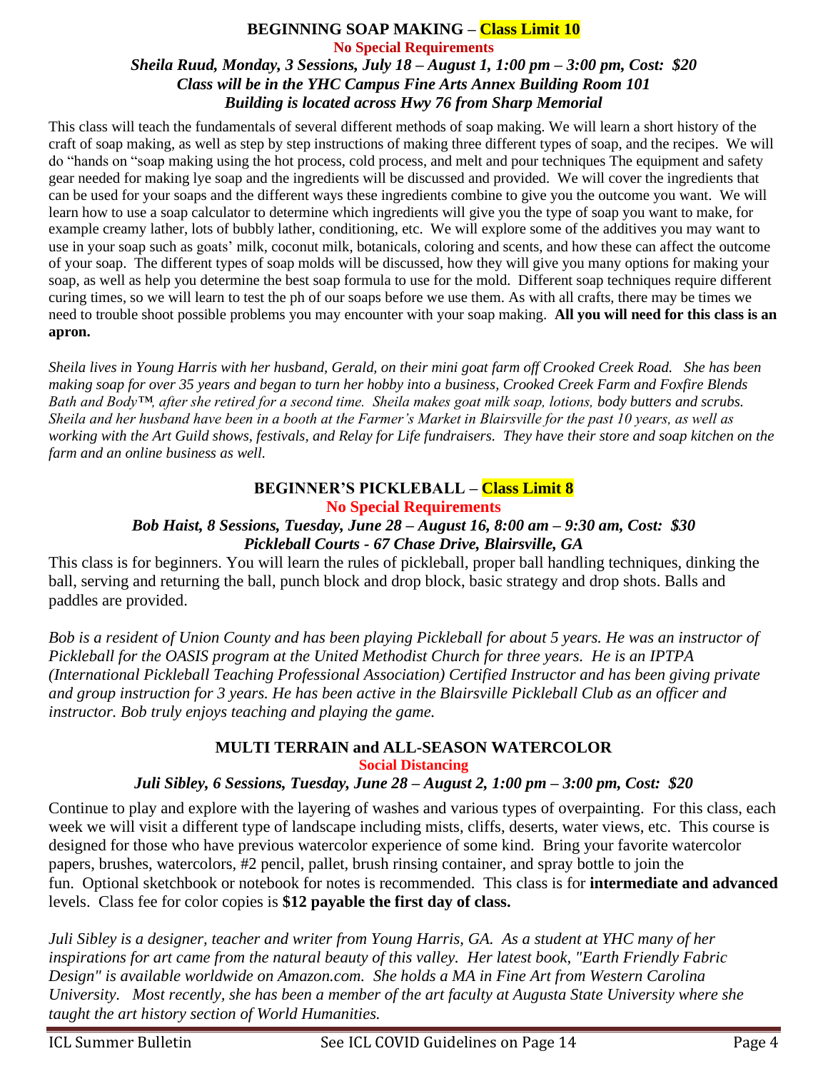### BEGINNING SOAP MAKING – Class Limit 10

**No Special Requirements**

***Sheila Ruud, Monday, 3 Sessions, July 18 – August 1, 1:00 pm – 3:00 pm, Cost: $20***
***Class will be in the YHC Campus Fine Arts Annex Building Room 101***
***Building is located across Hwy 76 from Sharp Memorial***

This class will teach the fundamentals of several different methods of soap making. We will learn a short history of the craft of soap making, as well as step by step instructions of making three different types of soap, and the recipes. We will do "hands on "soap making using the hot process, cold process, and melt and pour techniques The equipment and safety gear needed for making lye soap and the ingredients will be discussed and provided. We will cover the ingredients that can be used for your soaps and the different ways these ingredients combine to give you the outcome you want. We will learn how to use a soap calculator to determine which ingredients will give you the type of soap you want to make, for example creamy lather, lots of bubbly lather, conditioning, etc. We will explore some of the additives you may want to use in your soap such as goats' milk, coconut milk, botanicals, coloring and scents, and how these can affect the outcome of your soap. The different types of soap molds will be discussed, how they will give you many options for making your soap, as well as help you determine the best soap formula to use for the mold. Different soap techniques require different curing times, so we will learn to test the ph of our soaps before we use them. As with all crafts, there may be times we need to trouble shoot possible problems you may encounter with your soap making. **All you will need for this class is an apron.**

*Sheila lives in Young Harris with her husband, Gerald, on their mini goat farm off Crooked Creek Road. She has been making soap for over 35 years and began to turn her hobby into a business, Crooked Creek Farm and Foxfire Blends Bath and Body™, after she retired for a second time. Sheila makes goat milk soap, lotions, body butters and scrubs. Sheila and her husband have been in a booth at the Farmer's Market in Blairsville for the past 10 years, as well as working with the Art Guild shows, festivals, and Relay for Life fundraisers. They have their store and soap kitchen on the farm and an online business as well.*

### BEGINNER'S PICKLEBALL – Class Limit 8

**No Special Requirements**

***Bob Haist, 8 Sessions, Tuesday, June 28 – August 16, 8:00 am – 9:30 am, Cost: $30***
***Pickleball Courts - 67 Chase Drive, Blairsville, GA***

This class is for beginners. You will learn the rules of pickleball, proper ball handling techniques, dinking the ball, serving and returning the ball, punch block and drop block, basic strategy and drop shots. Balls and paddles are provided.

*Bob is a resident of Union County and has been playing Pickleball for about 5 years. He was an instructor of Pickleball for the OASIS program at the United Methodist Church for three years. He is an IPTPA (International Pickleball Teaching Professional Association) Certified Instructor and has been giving private and group instruction for 3 years. He has been active in the Blairsville Pickleball Club as an officer and instructor. Bob truly enjoys teaching and playing the game.*

### MULTI TERRAIN and ALL-SEASON WATERCOLOR

**Social Distancing**

***Juli Sibley, 6 Sessions, Tuesday, June 28 – August 2, 1:00 pm – 3:00 pm, Cost: $20***

Continue to play and explore with the layering of washes and various types of overpainting. For this class, each week we will visit a different type of landscape including mists, cliffs, deserts, water views, etc. This course is designed for those who have previous watercolor experience of some kind. Bring your favorite watercolor papers, brushes, watercolors, #2 pencil, pallet, brush rinsing container, and spray bottle to join the fun. Optional sketchbook or notebook for notes is recommended. This class is for **intermediate and advanced** levels. Class fee for color copies is **$12 payable the first day of class.**

*Juli Sibley is a designer, teacher and writer from Young Harris, GA. As a student at YHC many of her inspirations for art came from the natural beauty of this valley. Her latest book, "Earth Friendly Fabric Design" is available worldwide on Amazon.com. She holds a MA in Fine Art from Western Carolina University. Most recently, she has been a member of the art faculty at Augusta State University where she taught the art history section of World Humanities.*

See ICL COVID Guidelines on Page 14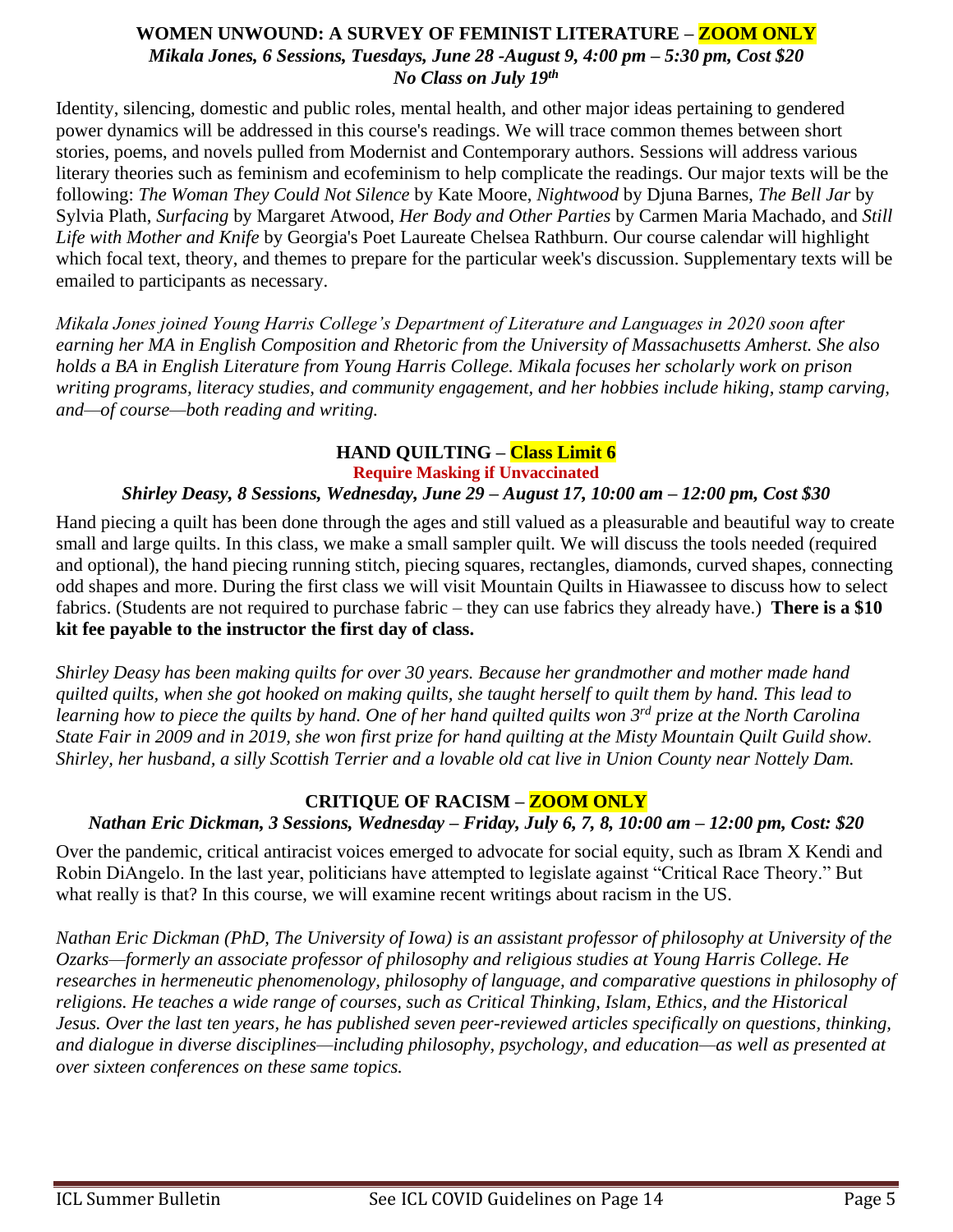### WOMEN UNWOUND: A SURVEY OF FEMINIST LITERATURE – ZOOM ONLY

***Mikala Jones, 6 Sessions, Tuesdays, June 28 -August 9, 4:00 pm – 5:30 pm, Cost $20***

***No Class on July 19th***

Identity, silencing, domestic and public roles, mental health, and other major ideas pertaining to gendered power dynamics will be addressed in this course's readings. We will trace common themes between short stories, poems, and novels pulled from Modernist and Contemporary authors. Sessions will address various literary theories such as feminism and ecofeminism to help complicate the readings. Our major texts will be the following: *The Woman They Could Not Silence* by Kate Moore, *Nightwood* by Djuna Barnes, *The Bell Jar* by Sylvia Plath, *Surfacing* by Margaret Atwood, *Her Body and Other Parties* by Carmen Maria Machado, and *Still Life with Mother and Knife* by Georgia's Poet Laureate Chelsea Rathburn. Our course calendar will highlight which focal text, theory, and themes to prepare for the particular week's discussion. Supplementary texts will be emailed to participants as necessary.

*Mikala Jones joined Young Harris College's Department of Literature and Languages in 2020 soon after earning her MA in English Composition and Rhetoric from the University of Massachusetts Amherst. She also holds a BA in English Literature from Young Harris College. Mikala focuses her scholarly work on prison writing programs, literacy studies, and community engagement, and her hobbies include hiking, stamp carving, and—of course—both reading and writing.*

### HAND QUILTING – Class Limit 6

**Require Masking if Unvaccinated**

***Shirley Deasy, 8 Sessions, Wednesday, June 29 – August 17, 10:00 am – 12:00 pm, Cost $30***

Hand piecing a quilt has been done through the ages and still valued as a pleasurable and beautiful way to create small and large quilts. In this class, we make a small sampler quilt. We will discuss the tools needed (required and optional), the hand piecing running stitch, piecing squares, rectangles, diamonds, curved shapes, connecting odd shapes and more. During the first class we will visit Mountain Quilts in Hiawassee to discuss how to select fabrics. (Students are not required to purchase fabric – they can use fabrics they already have.) **There is a $10 kit fee payable to the instructor the first day of class.**

*Shirley Deasy has been making quilts for over 30 years. Because her grandmother and mother made hand quilted quilts, when she got hooked on making quilts, she taught herself to quilt them by hand. This lead to learning how to piece the quilts by hand. One of her hand quilted quilts won 3rd prize at the North Carolina State Fair in 2009 and in 2019, she won first prize for hand quilting at the Misty Mountain Quilt Guild show. Shirley, her husband, a silly Scottish Terrier and a lovable old cat live in Union County near Nottely Dam.*

### CRITIQUE OF RACISM – ZOOM ONLY

***Nathan Eric Dickman, 3 Sessions, Wednesday – Friday, July 6, 7, 8, 10:00 am – 12:00 pm, Cost: $20***

Over the pandemic, critical antiracist voices emerged to advocate for social equity, such as Ibram X Kendi and Robin DiAngelo. In the last year, politicians have attempted to legislate against "Critical Race Theory." But what really is that? In this course, we will examine recent writings about racism in the US.

*Nathan Eric Dickman (PhD, The University of Iowa) is an assistant professor of philosophy at University of the Ozarks—formerly an associate professor of philosophy and religious studies at Young Harris College. He researches in hermeneutic phenomenology, philosophy of language, and comparative questions in philosophy of religions. He teaches a wide range of courses, such as Critical Thinking, Islam, Ethics, and the Historical Jesus. Over the last ten years, he has published seven peer-reviewed articles specifically on questions, thinking, and dialogue in diverse disciplines—including philosophy, psychology, and education—as well as presented at over sixteen conferences on these same topics.*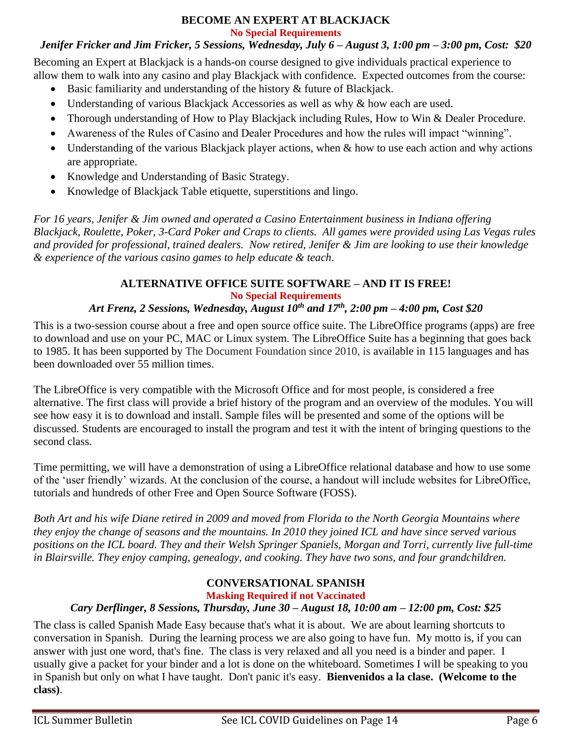## BECOME AN EXPERT AT BLACKJACK

**No Special Requirements**

***Jenifer Fricker and Jim Fricker, 5 Sessions, Wednesday, July 6 – August 3, 1:00 pm – 3:00 pm, Cost: $20***

Becoming an Expert at Blackjack is a hands-on course designed to give individuals practical experience to allow them to walk into any casino and play Blackjack with confidence. Expected outcomes from the course:

- Basic familiarity and understanding of the history & future of Blackjack.
- Understanding of various Blackjack Accessories as well as why & how each are used.
- Thorough understanding of How to Play Blackjack including Rules, How to Win & Dealer Procedure.
- Awareness of the Rules of Casino and Dealer Procedures and how the rules will impact "winning".
- Understanding of the various Blackjack player actions, when & how to use each action and why actions are appropriate.
- Knowledge and Understanding of Basic Strategy.
- Knowledge of Blackjack Table etiquette, superstitions and lingo.

*For 16 years, Jenifer & Jim owned and operated a Casino Entertainment business in Indiana offering Blackjack, Roulette, Poker, 3-Card Poker and Craps to clients. All games were provided using Las Vegas rules and provided for professional, trained dealers. Now retired, Jenifer & Jim are looking to use their knowledge & experience of the various casino games to help educate & teach.*

## ALTERNATIVE OFFICE SUITE SOFTWARE – AND IT IS FREE!

**No Special Requirements**

***Art Frenz, 2 Sessions, Wednesday, August 10th and 17th, 2:00 pm – 4:00 pm, Cost $20***

This is a two-session course about a free and open source office suite. The LibreOffice programs (apps) are free to download and use on your PC, MAC or Linux system. The LibreOffice Suite has a beginning that goes back to 1985. It has been supported by The Document Foundation since 2010, is available in 115 languages and has been downloaded over 55 million times.

The LibreOffice is very compatible with the Microsoft Office and for most people, is considered a free alternative. The first class will provide a brief history of the program and an overview of the modules. You will see how easy it is to download and install. Sample files will be presented and some of the options will be discussed. Students are encouraged to install the program and test it with the intent of bringing questions to the second class.

Time permitting, we will have a demonstration of using a LibreOffice relational database and how to use some of the 'user friendly' wizards. At the conclusion of the course, a handout will include websites for LibreOffice, tutorials and hundreds of other Free and Open Source Software (FOSS).

*Both Art and his wife Diane retired in 2009 and moved from Florida to the North Georgia Mountains where they enjoy the change of seasons and the mountains. In 2010 they joined ICL and have since served various positions on the ICL board. They and their Welsh Springer Spaniels, Morgan and Torri, currently live full-time in Blairsville. They enjoy camping, genealogy, and cooking. They have two sons, and four grandchildren.*

## CONVERSATIONAL SPANISH

**Masking Required if not Vaccinated**

***Cary Derflinger, 8 Sessions, Thursday, June 30 – August 18, 10:00 am – 12:00 pm, Cost: $25***

The class is called Spanish Made Easy because that's what it is about. We are about learning shortcuts to conversation in Spanish. During the learning process we are also going to have fun. My motto is, if you can answer with just one word, that's fine. The class is very relaxed and all you need is a binder and paper. I usually give a packet for your binder and a lot is done on the whiteboard. Sometimes I will be speaking to you in Spanish but only on what I have taught. Don't panic it's easy. **Bienvenidos a la clase. (Welcome to the class)**.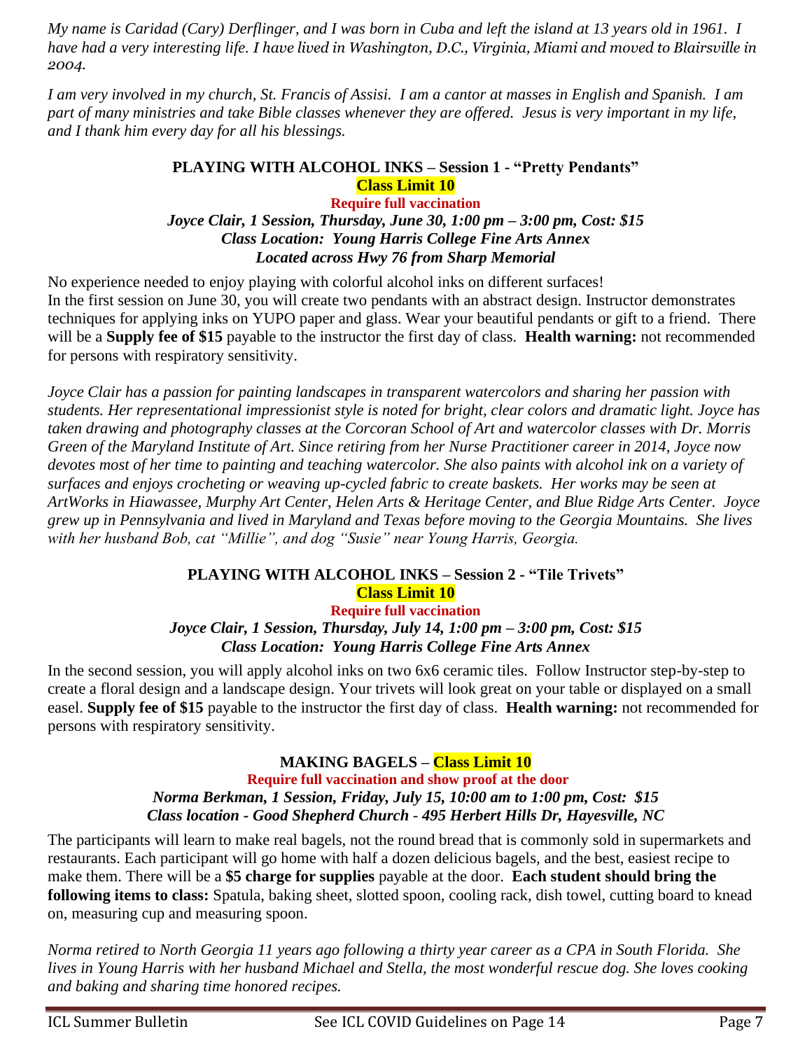*My name is Caridad (Cary) Derflinger, and I was born in Cuba and left the island at 13 years old in 1961. I have had a very interesting life. I have lived in Washington, D.C., Virginia, Miami and moved to Blairsville in 2004.*

*I am very involved in my church, St. Francis of Assisi. I am a cantor at masses in English and Spanish. I am part of many ministries and take Bible classes whenever they are offered. Jesus is very important in my life, and I thank him every day for all his blessings.*

### PLAYING WITH ALCOHOL INKS – Session 1 - "Pretty Pendants"

**Class Limit 10**

**Require full vaccination**

***Joyce Clair, 1 Session, Thursday, June 30, 1:00 pm – 3:00 pm, Cost: $15***
***Class Location: Young Harris College Fine Arts Annex***
***Located across Hwy 76 from Sharp Memorial***

No experience needed to enjoy playing with colorful alcohol inks on different surfaces!
In the first session on June 30, you will create two pendants with an abstract design. Instructor demonstrates techniques for applying inks on YUPO paper and glass. Wear your beautiful pendants or gift to a friend. There will be a **Supply fee of $15** payable to the instructor the first day of class. **Health warning:** not recommended for persons with respiratory sensitivity.

*Joyce Clair has a passion for painting landscapes in transparent watercolors and sharing her passion with students. Her representational impressionist style is noted for bright, clear colors and dramatic light. Joyce has taken drawing and photography classes at the Corcoran School of Art and watercolor classes with Dr. Morris Green of the Maryland Institute of Art. Since retiring from her Nurse Practitioner career in 2014, Joyce now devotes most of her time to painting and teaching watercolor. She also paints with alcohol ink on a variety of surfaces and enjoys crocheting or weaving up-cycled fabric to create baskets. Her works may be seen at ArtWorks in Hiawassee, Murphy Art Center, Helen Arts & Heritage Center, and Blue Ridge Arts Center. Joyce grew up in Pennsylvania and lived in Maryland and Texas before moving to the Georgia Mountains. She lives with her husband Bob, cat "Millie", and dog "Susie" near Young Harris, Georgia.*

### PLAYING WITH ALCOHOL INKS – Session 2 - "Tile Trivets"

**Class Limit 10**

**Require full vaccination**

***Joyce Clair, 1 Session, Thursday, July 14, 1:00 pm – 3:00 pm, Cost: $15***
***Class Location: Young Harris College Fine Arts Annex***

In the second session, you will apply alcohol inks on two 6x6 ceramic tiles. Follow Instructor step-by-step to create a floral design and a landscape design. Your trivets will look great on your table or displayed on a small easel. **Supply fee of $15** payable to the instructor the first day of class. **Health warning:** not recommended for persons with respiratory sensitivity.

### MAKING BAGELS – Class Limit 10

**Require full vaccination and show proof at the door**

***Norma Berkman, 1 Session, Friday, July 15, 10:00 am to 1:00 pm, Cost: $15***
***Class location - Good Shepherd Church - 495 Herbert Hills Dr, Hayesville, NC***

The participants will learn to make real bagels, not the round bread that is commonly sold in supermarkets and restaurants. Each participant will go home with half a dozen delicious bagels, and the best, easiest recipe to make them. There will be a **$5 charge for supplies** payable at the door. **Each student should bring the following items to class:** Spatula, baking sheet, slotted spoon, cooling rack, dish towel, cutting board to knead on, measuring cup and measuring spoon.

*Norma retired to North Georgia 11 years ago following a thirty year career as a CPA in South Florida. She lives in Young Harris with her husband Michael and Stella, the most wonderful rescue dog. She loves cooking and baking and sharing time honored recipes.*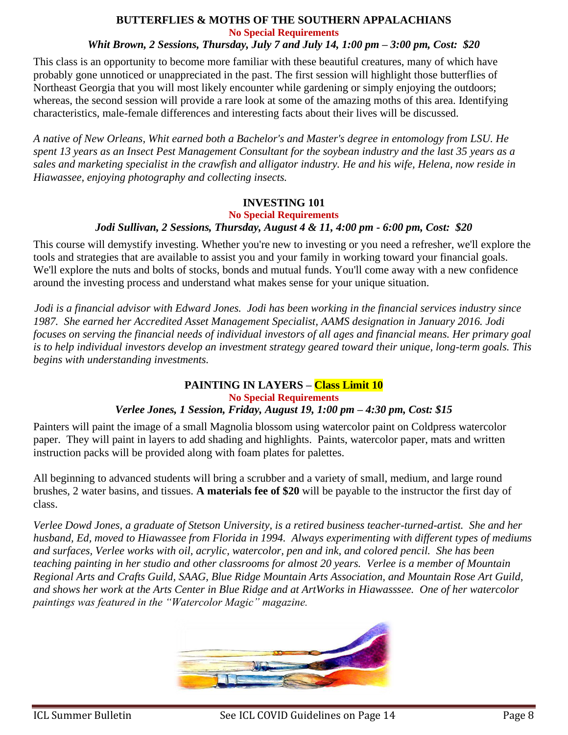## BUTTERFLIES & MOTHS OF THE SOUTHERN APPALACHIANS

**No Special Requirements**

***Whit Brown, 2 Sessions, Thursday, July 7 and July 14, 1:00 pm – 3:00 pm, Cost: $20***

This class is an opportunity to become more familiar with these beautiful creatures, many of which have probably gone unnoticed or unappreciated in the past. The first session will highlight those butterflies of Northeast Georgia that you will most likely encounter while gardening or simply enjoying the outdoors; whereas, the second session will provide a rare look at some of the amazing moths of this area. Identifying characteristics, male-female differences and interesting facts about their lives will be discussed.

*A native of New Orleans, Whit earned both a Bachelor's and Master's degree in entomology from LSU. He spent 13 years as an Insect Pest Management Consultant for the soybean industry and the last 35 years as a sales and marketing specialist in the crawfish and alligator industry. He and his wife, Helena, now reside in Hiawassee, enjoying photography and collecting insects.*

## INVESTING 101

**No Special Requirements**

***Jodi Sullivan, 2 Sessions, Thursday, August 4 & 11, 4:00 pm - 6:00 pm, Cost: $20***

This course will demystify investing. Whether you're new to investing or you need a refresher, we'll explore the tools and strategies that are available to assist you and your family in working toward your financial goals. We'll explore the nuts and bolts of stocks, bonds and mutual funds. You'll come away with a new confidence around the investing process and understand what makes sense for your unique situation.

*Jodi is a financial advisor with Edward Jones. Jodi has been working in the financial services industry since 1987. She earned her Accredited Asset Management Specialist, AAMS designation in January 2016. Jodi focuses on serving the financial needs of individual investors of all ages and financial means. Her primary goal is to help individual investors develop an investment strategy geared toward their unique, long-term goals. This begins with understanding investments.*

## PAINTING IN LAYERS – Class Limit 10

**No Special Requirements**

***Verlee Jones, 1 Session, Friday, August 19, 1:00 pm – 4:30 pm, Cost: $15***

Painters will paint the image of a small Magnolia blossom using watercolor paint on Coldpress watercolor paper. They will paint in layers to add shading and highlights. Paints, watercolor paper, mats and written instruction packs will be provided along with foam plates for palettes.

All beginning to advanced students will bring a scrubber and a variety of small, medium, and large round brushes, 2 water basins, and tissues. **A materials fee of $20** will be payable to the instructor the first day of class.

*Verlee Dowd Jones, a graduate of Stetson University, is a retired business teacher-turned-artist. She and her husband, Ed, moved to Hiawassee from Florida in 1994. Always experimenting with different types of mediums and surfaces, Verlee works with oil, acrylic, watercolor, pen and ink, and colored pencil. She has been teaching painting in her studio and other classrooms for almost 20 years. Verlee is a member of Mountain Regional Arts and Crafts Guild, SAAG, Blue Ridge Mountain Arts Association, and Mountain Rose Art Guild, and shows her work at the Arts Center in Blue Ridge and at ArtWorks in Hiawasssee. One of her watercolor paintings was featured in the "Watercolor Magic" magazine.*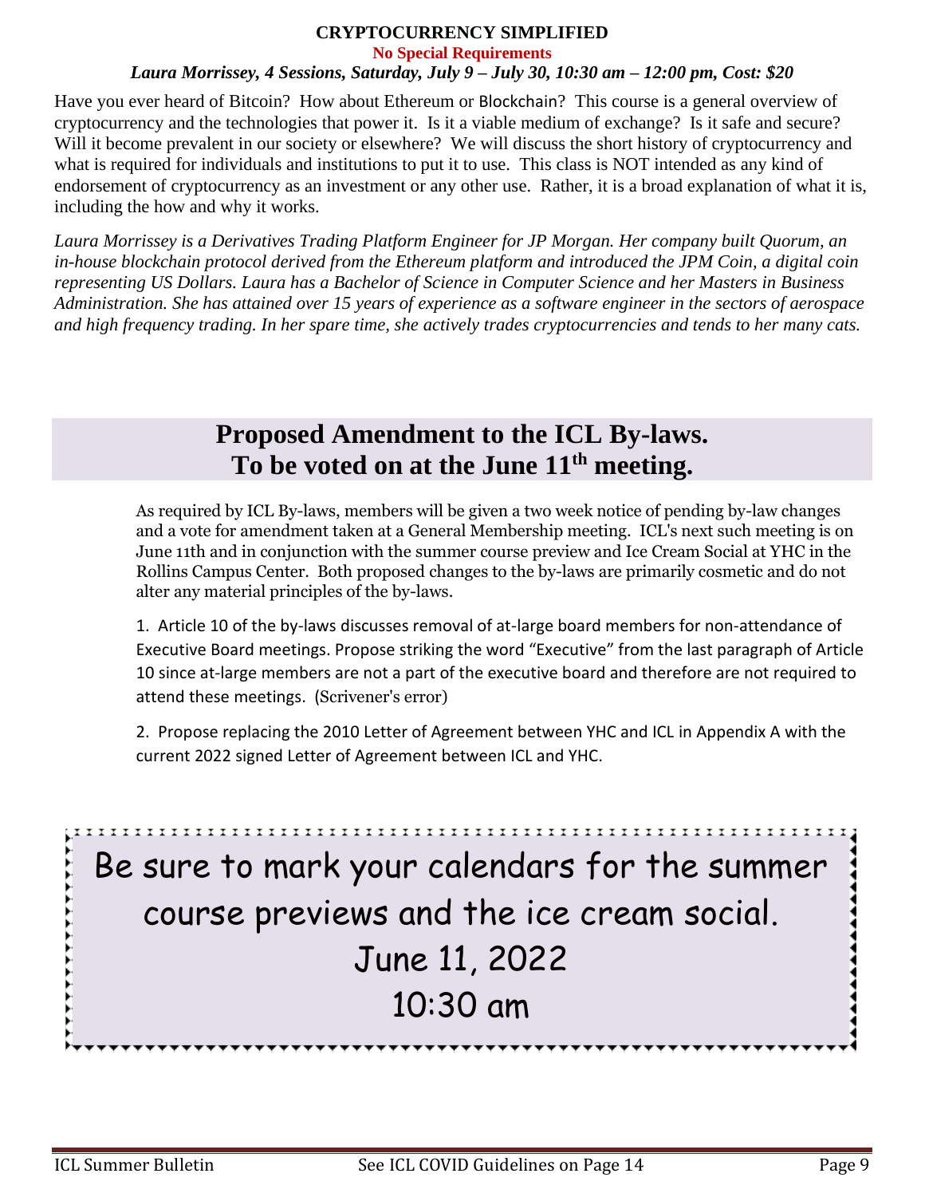### CRYPTOCURRENCY SIMPLIFIED

**No Special Requirements**

***Laura Morrissey, 4 Sessions, Saturday, July 9 – July 30, 10:30 am – 12:00 pm, Cost: $20***

Have you ever heard of Bitcoin? How about Ethereum or Blockchain? This course is a general overview of cryptocurrency and the technologies that power it. Is it a viable medium of exchange? Is it safe and secure? Will it become prevalent in our society or elsewhere? We will discuss the short history of cryptocurrency and what is required for individuals and institutions to put it to use. This class is NOT intended as any kind of endorsement of cryptocurrency as an investment or any other use. Rather, it is a broad explanation of what it is, including the how and why it works.

*Laura Morrissey is a Derivatives Trading Platform Engineer for JP Morgan. Her company built Quorum, an in-house blockchain protocol derived from the Ethereum platform and introduced the JPM Coin, a digital coin representing US Dollars. Laura has a Bachelor of Science in Computer Science and her Masters in Business Administration. She has attained over 15 years of experience as a software engineer in the sectors of aerospace and high frequency trading. In her spare time, she actively trades cryptocurrencies and tends to her many cats.*

## Proposed Amendment to the ICL By-laws. To be voted on at the June 11th meeting.

As required by ICL By-laws, members will be given a two week notice of pending by-law changes and a vote for amendment taken at a General Membership meeting. ICL's next such meeting is on June 11th and in conjunction with the summer course preview and Ice Cream Social at YHC in the Rollins Campus Center. Both proposed changes to the by-laws are primarily cosmetic and do not alter any material principles of the by-laws.

1. Article 10 of the by-laws discusses removal of at-large board members for non-attendance of Executive Board meetings. Propose striking the word “Executive” from the last paragraph of Article 10 since at-large members are not a part of the executive board and therefore are not required to attend these meetings. (Scrivener's error)

2. Propose replacing the 2010 Letter of Agreement between YHC and ICL in Appendix A with the current 2022 signed Letter of Agreement between ICL and YHC.

Be sure to mark your calendars for the summer course previews and the ice cream social.
June 11, 2022
10:30 am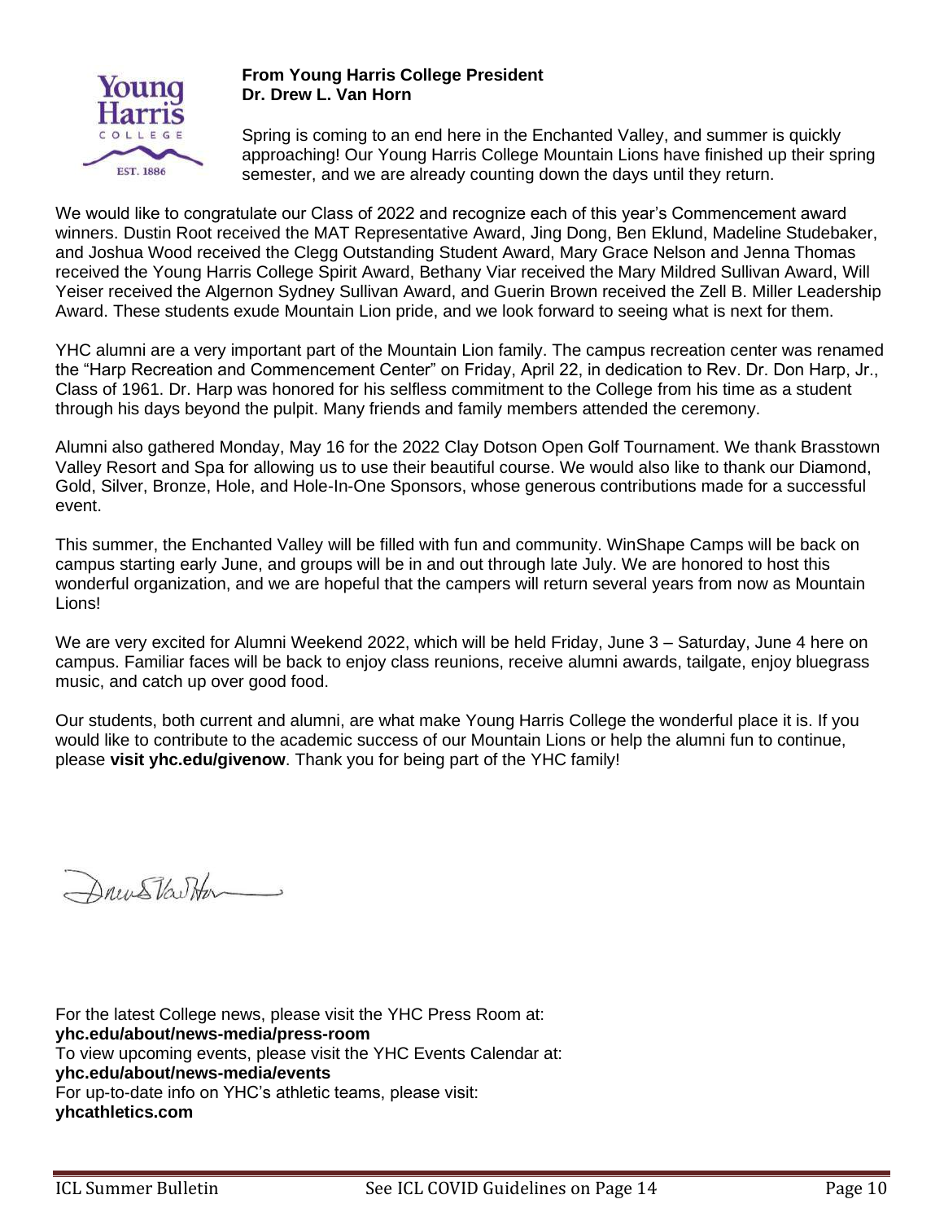**From Young Harris College President**
**Dr. Drew L. Van Horn**

Spring is coming to an end here in the Enchanted Valley, and summer is quickly approaching! Our Young Harris College Mountain Lions have finished up their spring semester, and we are already counting down the days until they return.

We would like to congratulate our Class of 2022 and recognize each of this year's Commencement award winners. Dustin Root received the MAT Representative Award, Jing Dong, Ben Eklund, Madeline Studebaker, and Joshua Wood received the Clegg Outstanding Student Award, Mary Grace Nelson and Jenna Thomas received the Young Harris College Spirit Award, Bethany Viar received the Mary Mildred Sullivan Award, Will Yeiser received the Algernon Sydney Sullivan Award, and Guerin Brown received the Zell B. Miller Leadership Award. These students exude Mountain Lion pride, and we look forward to seeing what is next for them.

YHC alumni are a very important part of the Mountain Lion family. The campus recreation center was renamed the "Harp Recreation and Commencement Center" on Friday, April 22, in dedication to Rev. Dr. Don Harp, Jr., Class of 1961. Dr. Harp was honored for his selfless commitment to the College from his time as a student through his days beyond the pulpit. Many friends and family members attended the ceremony.

Alumni also gathered Monday, May 16 for the 2022 Clay Dotson Open Golf Tournament. We thank Brasstown Valley Resort and Spa for allowing us to use their beautiful course. We would also like to thank our Diamond, Gold, Silver, Bronze, Hole, and Hole-In-One Sponsors, whose generous contributions made for a successful event.

This summer, the Enchanted Valley will be filled with fun and community. WinShape Camps will be back on campus starting early June, and groups will be in and out through late July. We are honored to host this wonderful organization, and we are hopeful that the campers will return several years from now as Mountain Lions!

We are very excited for Alumni Weekend 2022, which will be held Friday, June 3 – Saturday, June 4 here on campus. Familiar faces will be back to enjoy class reunions, receive alumni awards, tailgate, enjoy bluegrass music, and catch up over good food.

Our students, both current and alumni, are what make Young Harris College the wonderful place it is. If you would like to contribute to the academic success of our Mountain Lions or help the alumni fun to continue, please **visit yhc.edu/givenow**. Thank you for being part of the YHC family!

For the latest College news, please visit the YHC Press Room at:
**yhc.edu/about/news-media/press-room**
To view upcoming events, please visit the YHC Events Calendar at:
**yhc.edu/about/news-media/events**
For up-to-date info on YHC's athletic teams, please visit:
**yhcathletics.com**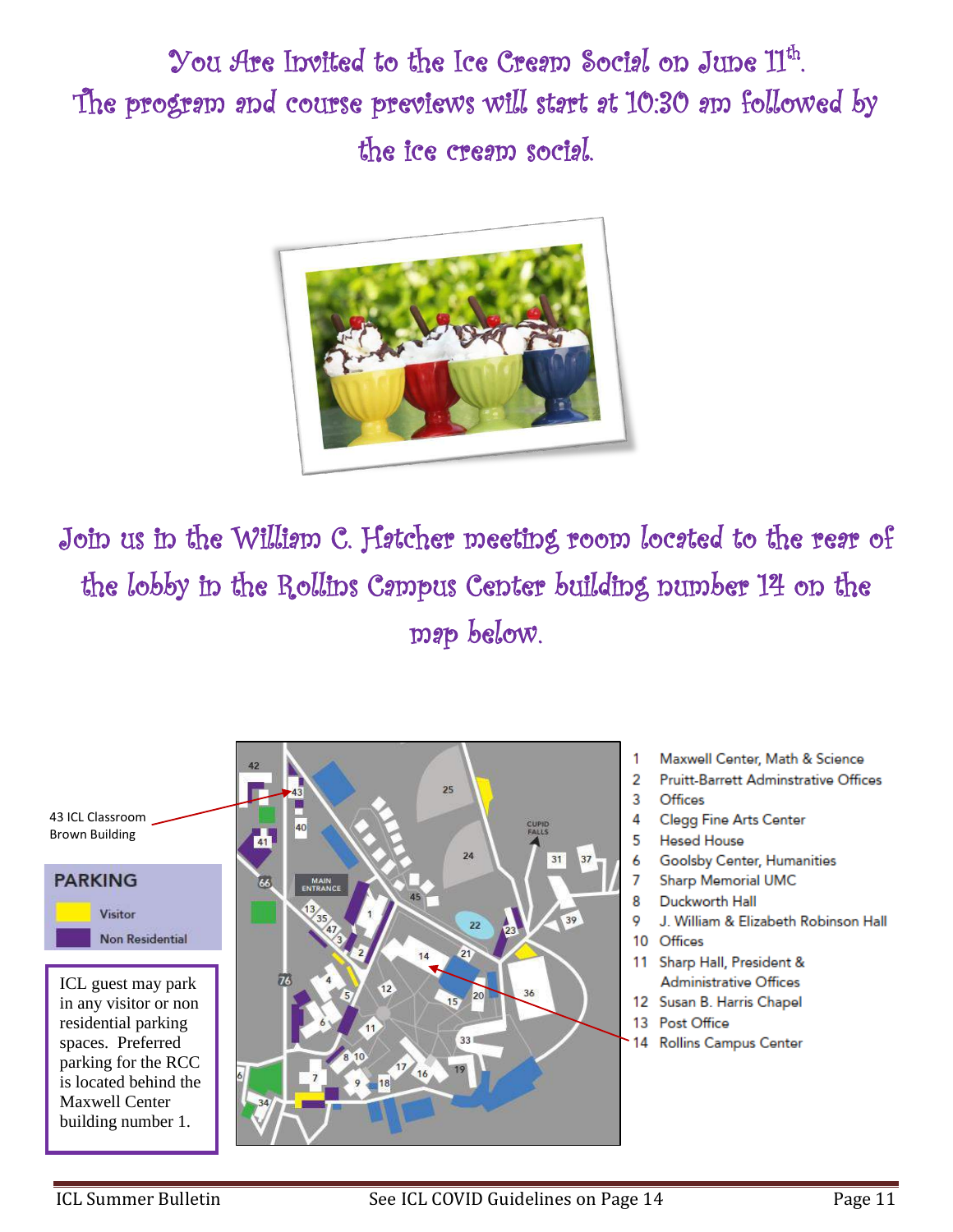# You Are Invited to the Ice Cream Social on June 11th. The program and course previews will start at 10:30 am followed by the ice cream social.

## Join us in the William C. Hatcher meeting room located to the rear of the lobby in the Rollins Campus Center building number 14 on the map below.

43 ICL Classroom
Brown Building

**PARKING**

- Visitor
- Non Residential

ICL guest may park in any visitor or non residential parking spaces. Preferred parking for the RCC is located behind the Maxwell Center building number 1.

1. Maxwell Center, Math & Science
2. Pruitt-Barrett Adminstrative Offices
3. Offices
4. Clegg Fine Arts Center
5. Hesed House
6. Goolsby Center, Humanities
7. Sharp Memorial UMC
8. Duckworth Hall
9. J. William & Elizabeth Robinson Hall
10. Offices
11. Sharp Hall, President & Administrative Offices
12. Susan B. Harris Chapel
13. Post Office
14. Rollins Campus Center

ICL Summer Bulletin — See ICL COVID Guidelines on Page 14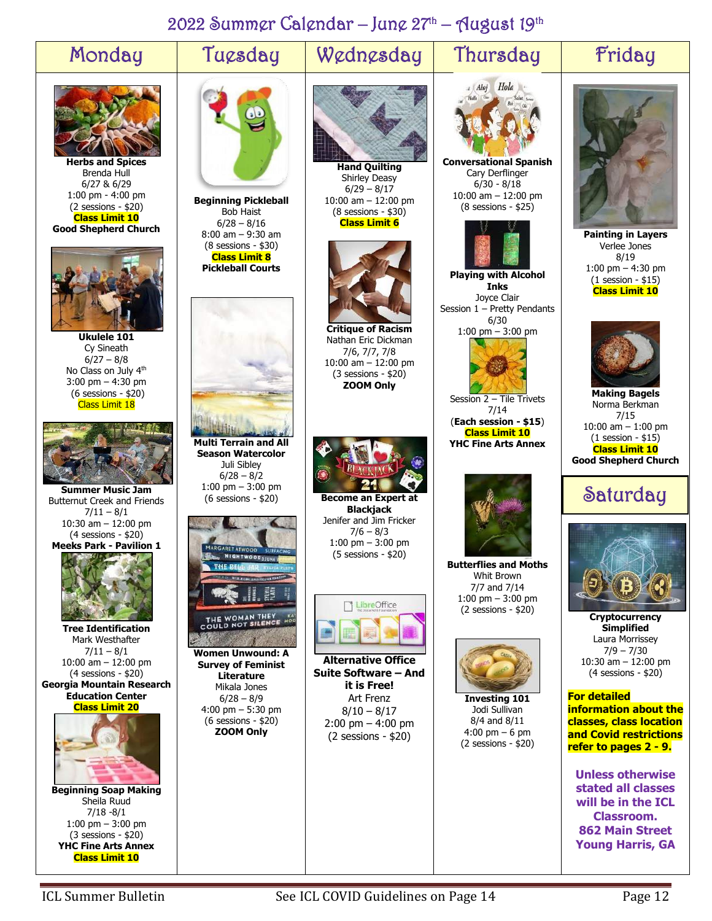# 2022 Summer Calendar – June 27th – August 19th

## Monday

**Herbs and Spices**
Brenda Hull
6/27 & 6/29
1:00 pm - 4:00 pm
(2 sessions - $20)
**Class Limit 10**
**Good Shepherd Church**

**Ukulele 101**
Cy Sineath
6/27 – 8/8
No Class on July 4th
3:00 pm – 4:30 pm
(6 sessions - $20)
Class Limit 18

**Summer Music Jam**
Butternut Creek and Friends
7/11 – 8/1
10:30 am – 12:00 pm
(4 sessions - $20)
**Meeks Park - Pavilion 1**

**Tree Identification**
Mark Westhafter
7/11 – 8/1
10:00 am – 12:00 pm
(4 sessions - $20)
**Georgia Mountain Research Education Center**
**Class Limit 20**

**Beginning Soap Making**
Sheila Ruud
7/18 -8/1
1:00 pm – 3:00 pm
(3 sessions - $20)
**YHC Fine Arts Annex**
**Class Limit 10**

## Tuesday

**Beginning Pickleball**
Bob Haist
6/28 – 8/16
8:00 am – 9:30 am
(8 sessions - $30)
**Class Limit 8**
**Pickleball Courts**

**Multi Terrain and All Season Watercolor**
Juli Sibley
6/28 – 8/2
1:00 pm – 3:00 pm
(6 sessions - $20)

**Women Unwound: A Survey of Feminist Literature**
Mikala Jones
6/28 – 8/9
4:00 pm – 5:30 pm
(6 sessions - $20)
**ZOOM Only**

## Wednesday

**Hand Quilting**
Shirley Deasy
6/29 – 8/17
10:00 am – 12:00 pm
(8 sessions - $30)
**Class Limit 6**

**Critique of Racism**
Nathan Eric Dickman
7/6, 7/7, 7/8
10:00 am – 12:00 pm
(3 sessions - $20)
**ZOOM Only**

**Become an Expert at Blackjack**
Jenifer and Jim Fricker
7/6 – 8/3
1:00 pm – 3:00 pm
(5 sessions - $20)

**Alternative Office Suite Software – And it is Free!**
Art Frenz
8/10 – 8/17
2:00 pm – 4:00 pm
(2 sessions - $20)

## Thursday

**Conversational Spanish**
Cary Derflinger
6/30 - 8/18
10:00 am – 12:00 pm
(8 sessions - $25)

**Playing with Alcohol Inks**
Joyce Clair
Session 1 – Pretty Pendants
6/30
1:00 pm – 3:00 pm
Session 2 – Tile Trivets
7/14
(**Each session - $15**)
**Class Limit 10**
**YHC Fine Arts Annex**

**Butterflies and Moths**
Whit Brown
7/7 and 7/14
1:00 pm – 3:00 pm
(2 sessions - $20)

**Investing 101**
Jodi Sullivan
8/4 and 8/11
4:00 pm – 6 pm
(2 sessions - $20)

## Friday

**Painting in Layers**
Verlee Jones
8/19
1:00 pm – 4:30 pm
(1 session - $15)
**Class Limit 10**

**Making Bagels**
Norma Berkman
7/15
10:00 am – 1:00 pm
(1 session - $15)
**Class Limit 10**
**Good Shepherd Church**

## Saturday

**Cryptocurrency Simplified**
Laura Morrissey
7/9 – 7/30
10:30 am – 12:00 pm
(4 sessions - $20)

**For detailed information about the classes, class location and Covid restrictions refer to pages 2 - 9.**

**Unless otherwise stated all classes will be in the ICL Classroom.
862 Main Street
Young Harris, GA**

See ICL COVID Guidelines on Page 14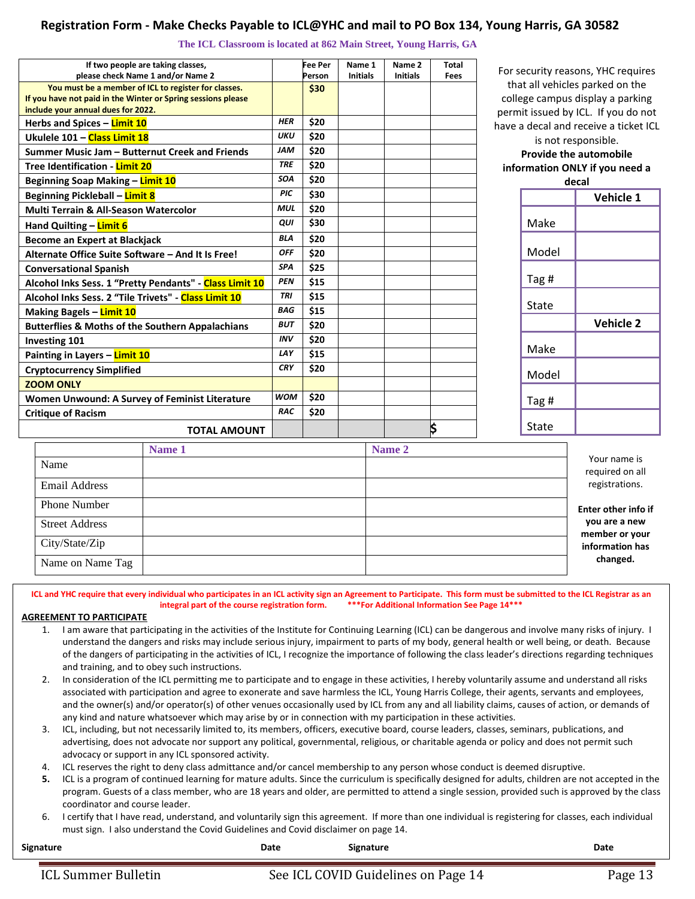# Registration Form - Make Checks Payable to ICL@YHC and mail to PO Box 134, Young Harris, GA 30582

**The ICL Classroom is located at 862 Main Street, Young Harris, GA**

| If two people are taking classes, please check Name 1 and/or Name 2 | | Fee Per Person | Name 1 Initials | Name 2 Initials | Total Fees |
|---|---|---|---|---|---|
| You must be a member of ICL to register for classes. If you have not paid in the Winter or Spring sessions please include your annual dues for 2022. | | $30 | | | |
| Herbs and Spices – Limit 10 | HER | $20 | | | |
| Ukulele 101 – Class Limit 18 | UKU | $20 | | | |
| Summer Music Jam – Butternut Creek and Friends | JAM | $20 | | | |
| Tree Identification - Limit 20 | TRE | $20 | | | |
| Beginning Soap Making – Limit 10 | SOA | $20 | | | |
| Beginning Pickleball – Limit 8 | PIC | $30 | | | |
| Multi Terrain & All-Season Watercolor | MUL | $20 | | | |
| Hand Quilting – Limit 6 | QUI | $30 | | | |
| Become an Expert at Blackjack | BLA | $20 | | | |
| Alternate Office Suite Software – And It Is Free! | OFF | $20 | | | |
| Conversational Spanish | SPA | $25 | | | |
| Alcohol Inks Sess. 1 "Pretty Pendants" - Class Limit 10 | PEN | $15 | | | |
| Alcohol Inks Sess. 2 "Tile Trivets" - Class Limit 10 | TRI | $15 | | | |
| Making Bagels – Limit 10 | BAG | $15 | | | |
| Butterflies & Moths of the Southern Appalachians | BUT | $20 | | | |
| Investing 101 | INV | $20 | | | |
| Painting in Layers – Limit 10 | LAY | $15 | | | |
| Cryptocurrency Simplified | CRY | $20 | | | |
| ZOOM ONLY | | | | | |
| Women Unwound: A Survey of Feminist Literature | WOM | $20 | | | |
| Critique of Racism | RAC | $20 | | | |
| **TOTAL AMOUNT** | | | | | $ |

For security reasons, YHC requires that all vehicles parked on the college campus display a parking permit issued by ICL. If you do not have a decal and receive a ticket ICL is not responsible.

**Provide the automobile information ONLY if you need a decal**

| | Vehicle 1 |
|---|---|
| Make | |
| Model | |
| Tag # | |
| State | |
| | **Vehicle 2** |
| Make | |
| Model | |
| Tag # | |
| State | |

| | Name 1 | Name 2 |
|---|---|---|
| Name | | |
| Email Address | | |
| Phone Number | | |
| Street Address | | |
| City/State/Zip | | |
| Name on Name Tag | | |

Your name is required on all registrations.

**Enter other info if you are a new member or your information has changed.**

**ICL and YHC require that every individual who participates in an ICL activity sign an Agreement to Participate. This form must be submitted to the ICL Registrar as an integral part of the course registration form. \*\*\*For Additional Information See Page 14\*\*\***

**AGREEMENT TO PARTICIPATE**

1. I am aware that participating in the activities of the Institute for Continuing Learning (ICL) can be dangerous and involve many risks of injury. I understand the dangers and risks may include serious injury, impairment to parts of my body, general health or well being, or death. Because of the dangers of participating in the activities of ICL, I recognize the importance of following the class leader's directions regarding techniques and training, and to obey such instructions.
2. In consideration of the ICL permitting me to participate and to engage in these activities, I hereby voluntarily assume and understand all risks associated with participation and agree to exonerate and save harmless the ICL, Young Harris College, their agents, servants and employees, and the owner(s) and/or operator(s) of other venues occasionally used by ICL from any and all liability claims, causes of action, or demands of any kind and nature whatsoever which may arise by or in connection with my participation in these activities.
3. ICL, including, but not necessarily limited to, its members, officers, executive board, course leaders, classes, seminars, publications, and advertising, does not advocate nor support any political, governmental, religious, or charitable agenda or policy and does not permit such advocacy or support in any ICL sponsored activity.
4. ICL reserves the right to deny class admittance and/or cancel membership to any person whose conduct is deemed disruptive.
5. ICL is a program of continued learning for mature adults. Since the curriculum is specifically designed for adults, children are not accepted in the program. Guests of a class member, who are 18 years and older, are permitted to attend a single session, provided such is approved by the class coordinator and course leader.
6. I certify that I have read, understand, and voluntarily sign this agreement. If more than one individual is registering for classes, each individual must sign. I also understand the Covid Guidelines and Covid disclaimer on page 14.

**Signature** &nbsp;&nbsp;&nbsp;&nbsp; **Date** &nbsp;&nbsp;&nbsp;&nbsp; **Signature** &nbsp;&nbsp;&nbsp;&nbsp; **Date**

See ICL COVID Guidelines on Page 14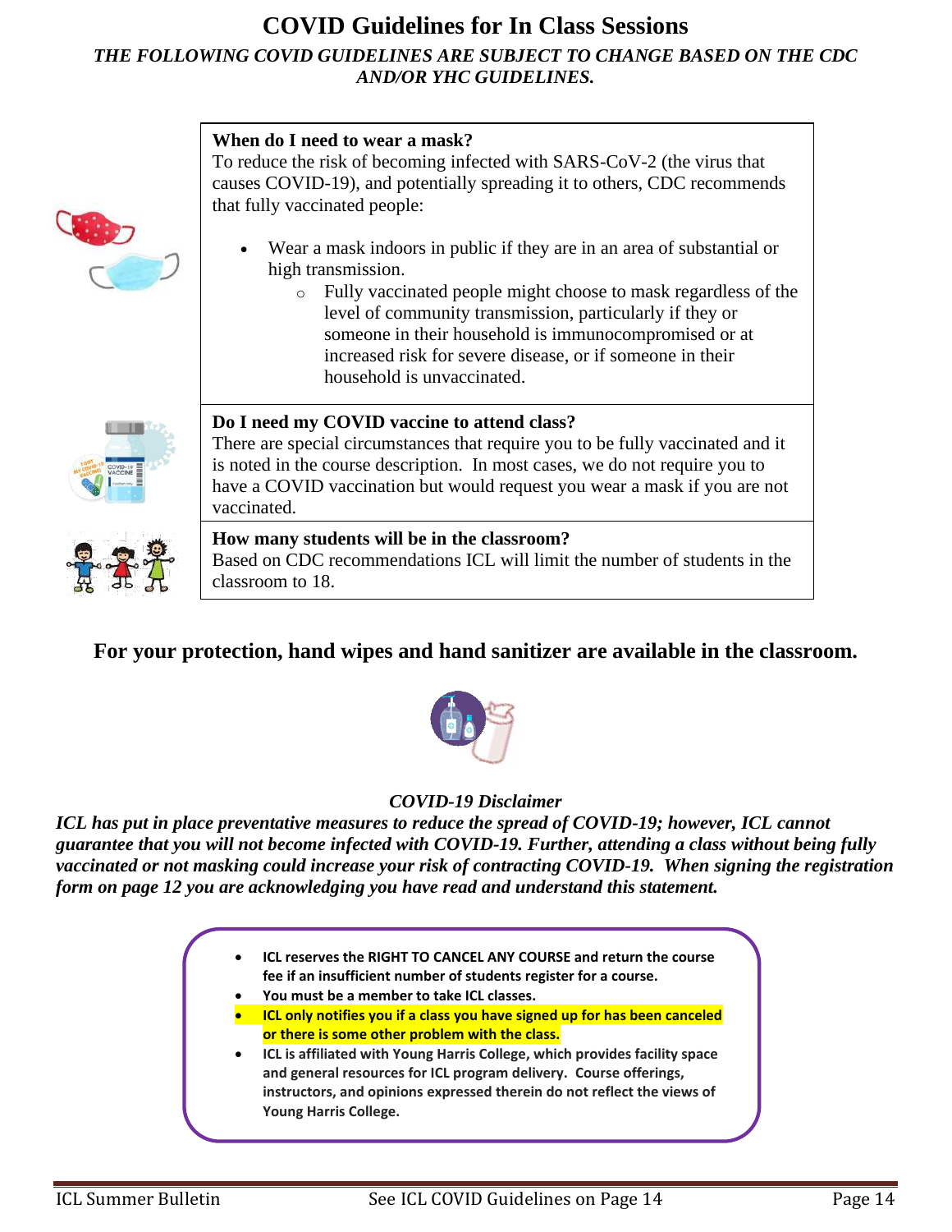# COVID Guidelines for In Class Sessions

***THE FOLLOWING COVID GUIDELINES ARE SUBJECT TO CHANGE BASED ON THE CDC AND/OR YHC GUIDELINES.***

**When do I need to wear a mask?**
To reduce the risk of becoming infected with SARS-CoV-2 (the virus that causes COVID-19), and potentially spreading it to others, CDC recommends that fully vaccinated people:

- Wear a mask indoors in public if they are in an area of substantial or high transmission.
  - Fully vaccinated people might choose to mask regardless of the level of community transmission, particularly if they or someone in their household is immunocompromised or at increased risk for severe disease, or if someone in their household is unvaccinated.

**Do I need my COVID vaccine to attend class?**
There are special circumstances that require you to be fully vaccinated and it is noted in the course description. In most cases, we do not require you to have a COVID vaccination but would request you wear a mask if you are not vaccinated.

**How many students will be in the classroom?**
Based on CDC recommendations ICL will limit the number of students in the classroom to 18.

**For your protection, hand wipes and hand sanitizer are available in the classroom.**

*COVID-19 Disclaimer*

***ICL has put in place preventative measures to reduce the spread of COVID-19; however, ICL cannot guarantee that you will not become infected with COVID-19. Further, attending a class without being fully vaccinated or not masking could increase your risk of contracting COVID-19. When signing the registration form on page 12 you are acknowledging you have read and understand this statement.***

- **ICL reserves the RIGHT TO CANCEL ANY COURSE and return the course fee if an insufficient number of students register for a course.**
- **You must be a member to take ICL classes.**
- **ICL only notifies you if a class you have signed up for has been canceled or there is some other problem with the class.**
- **ICL is affiliated with Young Harris College, which provides facility space and general resources for ICL program delivery. Course offerings, instructors, and opinions expressed therein do not reflect the views of Young Harris College.**